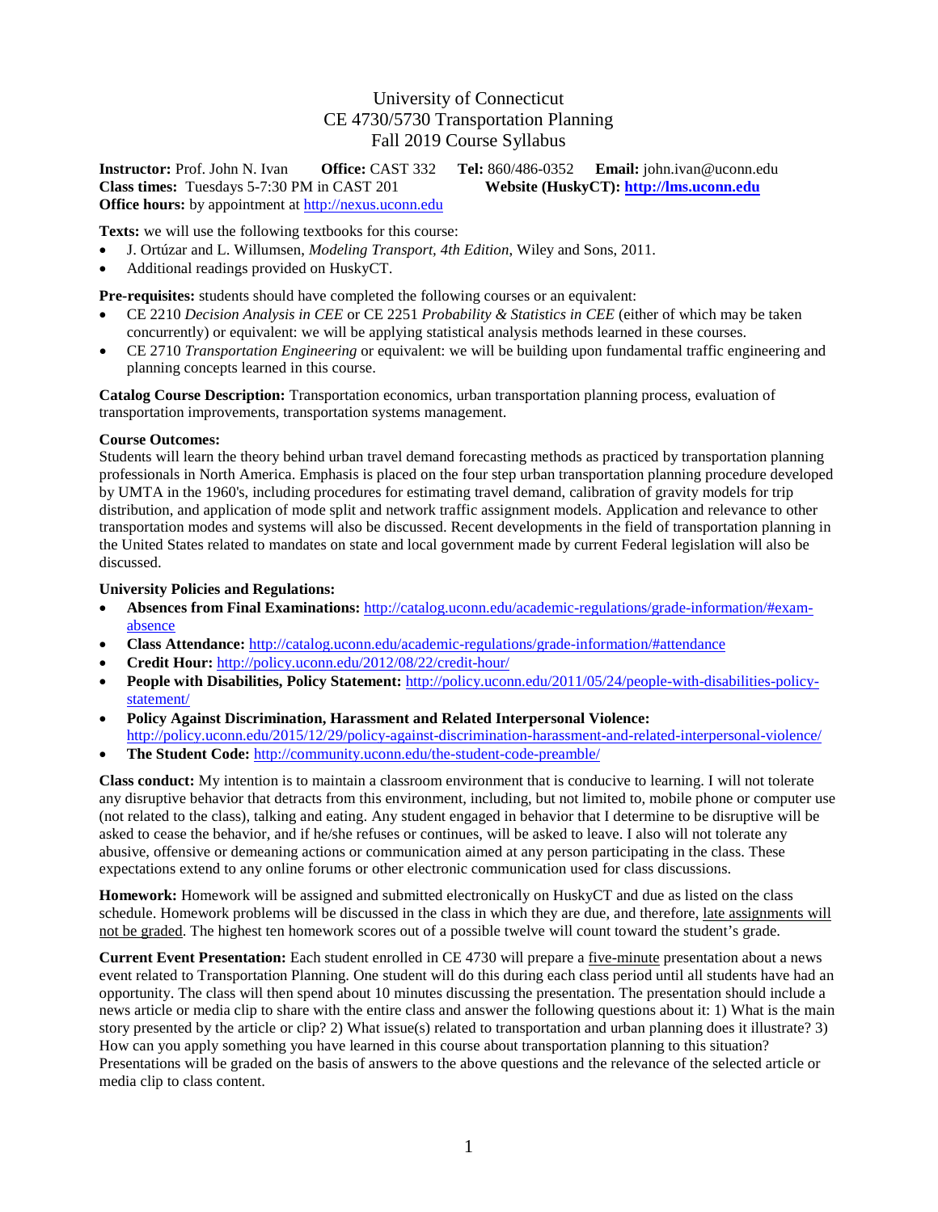# University of Connecticut
## CE 4730/5730 Transportation Planning
## Fall 2019 Course Syllabus

**Instructor:** Prof. John N. Ivan **Office:** CAST 332 **Tel:** 860/486-0352 **Email:** john.ivan@uconn.edu
**Class times:** Tuesdays 5-7:30 PM in CAST 201 **Website (HuskyCT): http://lms.uconn.edu**
**Office hours:** by appointment at http://nexus.uconn.edu

**Texts:** we will use the following textbooks for this course:

- J. Ortúzar and L. Willumsen, *Modeling Transport, 4th Edition*, Wiley and Sons, 2011.
- Additional readings provided on HuskyCT.

**Pre-requisites:** students should have completed the following courses or an equivalent:

- CE 2210 *Decision Analysis in CEE* or CE 2251 *Probability & Statistics in CEE* (either of which may be taken concurrently) or equivalent: we will be applying statistical analysis methods learned in these courses.
- CE 2710 *Transportation Engineering* or equivalent: we will be building upon fundamental traffic engineering and planning concepts learned in this course.

**Catalog Course Description:** Transportation economics, urban transportation planning process, evaluation of transportation improvements, transportation systems management.

**Course Outcomes:**
Students will learn the theory behind urban travel demand forecasting methods as practiced by transportation planning professionals in North America. Emphasis is placed on the four step urban transportation planning procedure developed by UMTA in the 1960's, including procedures for estimating travel demand, calibration of gravity models for trip distribution, and application of mode split and network traffic assignment models. Application and relevance to other transportation modes and systems will also be discussed. Recent developments in the field of transportation planning in the United States related to mandates on state and local government made by current Federal legislation will also be discussed.

**University Policies and Regulations:**

- **Absences from Final Examinations:** http://catalog.uconn.edu/academic-regulations/grade-information/#exam-absence
- **Class Attendance:** http://catalog.uconn.edu/academic-regulations/grade-information/#attendance
- **Credit Hour:** http://policy.uconn.edu/2012/08/22/credit-hour/
- **People with Disabilities, Policy Statement:** http://policy.uconn.edu/2011/05/24/people-with-disabilities-policy-statement/
- **Policy Against Discrimination, Harassment and Related Interpersonal Violence:** http://policy.uconn.edu/2015/12/29/policy-against-discrimination-harassment-and-related-interpersonal-violence/
- **The Student Code:** http://community.uconn.edu/the-student-code-preamble/

**Class conduct:** My intention is to maintain a classroom environment that is conducive to learning. I will not tolerate any disruptive behavior that detracts from this environment, including, but not limited to, mobile phone or computer use (not related to the class), talking and eating. Any student engaged in behavior that I determine to be disruptive will be asked to cease the behavior, and if he/she refuses or continues, will be asked to leave. I also will not tolerate any abusive, offensive or demeaning actions or communication aimed at any person participating in the class. These expectations extend to any online forums or other electronic communication used for class discussions.

**Homework:** Homework will be assigned and submitted electronically on HuskyCT and due as listed on the class schedule. Homework problems will be discussed in the class in which they are due, and therefore, late assignments will not be graded. The highest ten homework scores out of a possible twelve will count toward the student's grade.

**Current Event Presentation:** Each student enrolled in CE 4730 will prepare a five-minute presentation about a news event related to Transportation Planning. One student will do this during each class period until all students have had an opportunity. The class will then spend about 10 minutes discussing the presentation. The presentation should include a news article or media clip to share with the entire class and answer the following questions about it: 1) What is the main story presented by the article or clip? 2) What issue(s) related to transportation and urban planning does it illustrate? 3) How can you apply something you have learned in this course about transportation planning to this situation? Presentations will be graded on the basis of answers to the above questions and the relevance of the selected article or media clip to class content.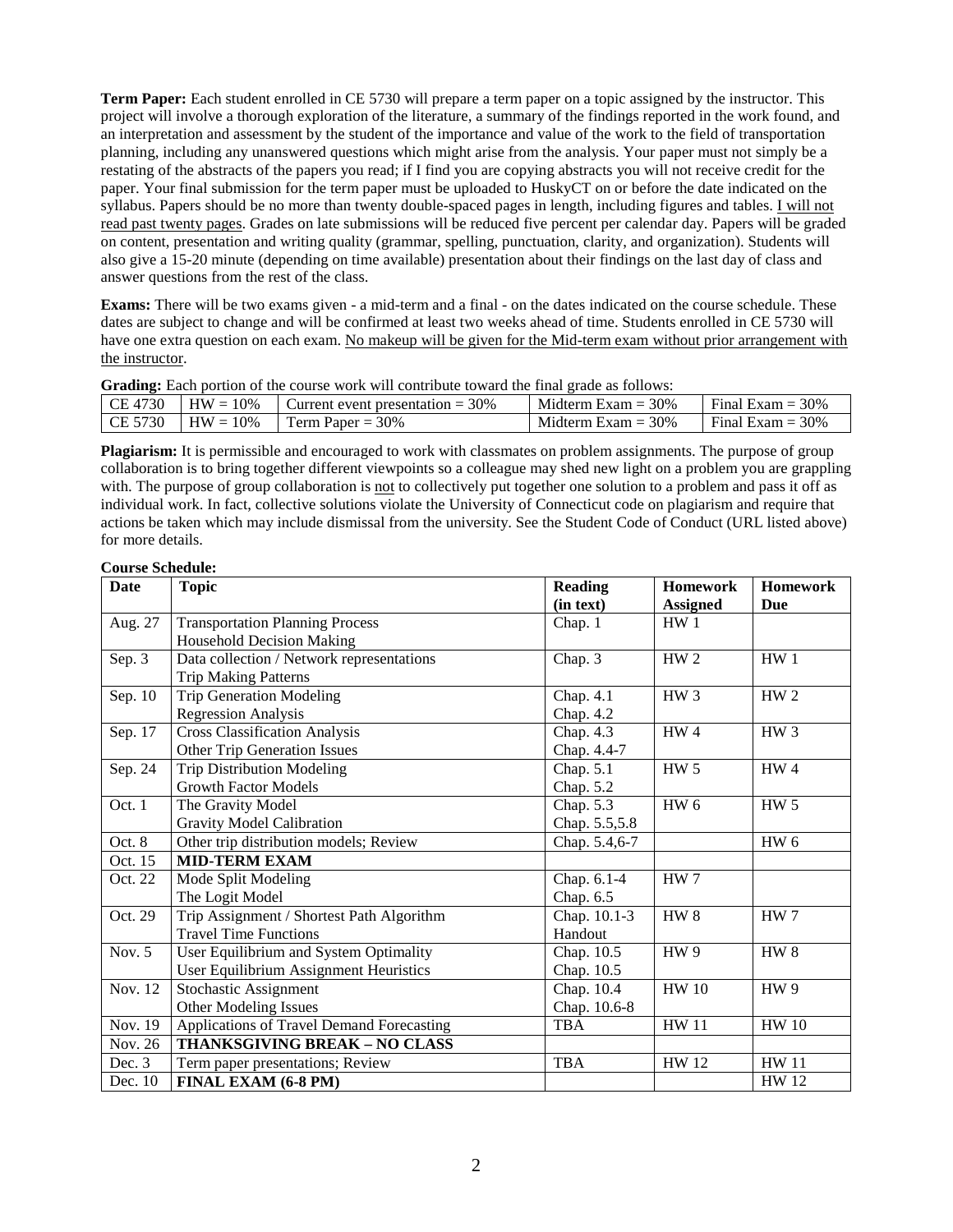**Term Paper:** Each student enrolled in CE 5730 will prepare a term paper on a topic assigned by the instructor. This project will involve a thorough exploration of the literature, a summary of the findings reported in the work found, and an interpretation and assessment by the student of the importance and value of the work to the field of transportation planning, including any unanswered questions which might arise from the analysis. Your paper must not simply be a restating of the abstracts of the papers you read; if I find you are copying abstracts you will not receive credit for the paper. Your final submission for the term paper must be uploaded to HuskyCT on or before the date indicated on the syllabus. Papers should be no more than twenty double-spaced pages in length, including figures and tables. I will not read past twenty pages. Grades on late submissions will be reduced five percent per calendar day. Papers will be graded on content, presentation and writing quality (grammar, spelling, punctuation, clarity, and organization). Students will also give a 15-20 minute (depending on time available) presentation about their findings on the last day of class and answer questions from the rest of the class.

**Exams:** There will be two exams given - a mid-term and a final - on the dates indicated on the course schedule. These dates are subject to change and will be confirmed at least two weeks ahead of time. Students enrolled in CE 5730 will have one extra question on each exam. No makeup will be given for the Mid-term exam without prior arrangement with the instructor.

**Grading:** Each portion of the course work will contribute toward the final grade as follows:

| | | | | |
|---|---|---|---|---|
| CE 4730 | HW = 10% | Current event presentation = 30% | Midterm Exam = 30% | Final Exam = 30% |
| CE 5730 | HW = 10% | Term Paper = 30% | Midterm Exam = 30% | Final Exam = 30% |

**Plagiarism:** It is permissible and encouraged to work with classmates on problem assignments. The purpose of group collaboration is to bring together different viewpoints so a colleague may shed new light on a problem you are grappling with. The purpose of group collaboration is not to collectively put together one solution to a problem and pass it off as individual work. In fact, collective solutions violate the University of Connecticut code on plagiarism and require that actions be taken which may include dismissal from the university. See the Student Code of Conduct (URL listed above) for more details.

**Course Schedule:**

| Date | Topic | Reading (in text) | Homework Assigned | Homework Due |
|---|---|---|---|---|
| Aug. 27 | Transportation Planning Process<br>Household Decision Making | Chap. 1 | HW 1 | |
| Sep. 3 | Data collection / Network representations<br>Trip Making Patterns | Chap. 3 | HW 2 | HW 1 |
| Sep. 10 | Trip Generation Modeling<br>Regression Analysis | Chap. 4.1<br>Chap. 4.2 | HW 3 | HW 2 |
| Sep. 17 | Cross Classification Analysis<br>Other Trip Generation Issues | Chap. 4.3<br>Chap. 4.4-7 | HW 4 | HW 3 |
| Sep. 24 | Trip Distribution Modeling<br>Growth Factor Models | Chap. 5.1<br>Chap. 5.2 | HW 5 | HW 4 |
| Oct. 1 | The Gravity Model<br>Gravity Model Calibration | Chap. 5.3<br>Chap. 5.5,5.8 | HW 6 | HW 5 |
| Oct. 8 | Other trip distribution models; Review | Chap. 5.4,6-7 | | HW 6 |
| Oct. 15 | **MID-TERM EXAM** | | | |
| Oct. 22 | Mode Split Modeling<br>The Logit Model | Chap. 6.1-4<br>Chap. 6.5 | HW 7 | |
| Oct. 29 | Trip Assignment / Shortest Path Algorithm<br>Travel Time Functions | Chap. 10.1-3<br>Handout | HW 8 | HW 7 |
| Nov. 5 | User Equilibrium and System Optimality<br>User Equilibrium Assignment Heuristics | Chap. 10.5<br>Chap. 10.5 | HW 9 | HW 8 |
| Nov. 12 | Stochastic Assignment<br>Other Modeling Issues | Chap. 10.4<br>Chap. 10.6-8 | HW 10 | HW 9 |
| Nov. 19 | Applications of Travel Demand Forecasting | TBA | HW 11 | HW 10 |
| Nov. 26 | **THANKSGIVING BREAK – NO CLASS** | | | |
| Dec. 3 | Term paper presentations; Review | TBA | HW 12 | HW 11 |
| Dec. 10 | **FINAL EXAM (6-8 PM)** | | | HW 12 |